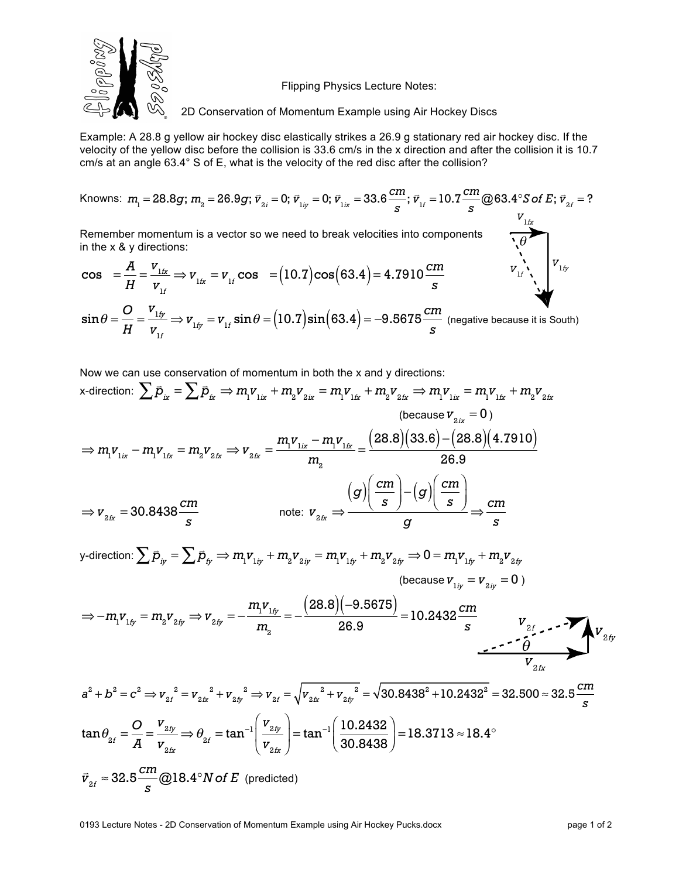Flipping Physics Lecture Notes:

2D Conservation of Momentum Example using Air Hockey Discs

Example: A 28.8 g yellow air hockey disc elastically strikes a 26.9 g stationary red air hockey disc. If the velocity of the yellow disc before the collision is 33.6 cm/s in the x direction and after the collision it is 10.7 cm/s at an angle 63.4° S of E, what is the velocity of the red disc after the collision?

Knowns: $m_1 = 28.8g;\ m_2 = 26.9g;\ \vec{v}_{2i} = 0;\ \vec{v}_{1iy} = 0;\ \vec{v}_{1ix} = 33.6\frac{cm}{s};\ \vec{v}_{1f} = 10.7\frac{cm}{s} @ 63.4° S\ of\ E;\ \vec{v}_{2f} = ?$

$v_{1fx}$

$\theta$

$v_{1f}$

$v_{1fy}$

Remember momentum is a vector so we need to break velocities into components in the x & y directions:

$$\cos = \frac{A}{H} = \frac{v_{1fx}}{v_{1f}} \Rightarrow v_{1fx} = v_{1f}\cos = (10.7)\cos(63.4) = 4.7910\frac{cm}{s}$$

$$\sin\theta = \frac{O}{H} = \frac{v_{1fy}}{v_{1f}} \Rightarrow v_{1fy} = v_{1f}\sin\theta = (10.7)\sin(63.4) = -9.5675\frac{cm}{s}$$ (negative because it is South)

Now we can use conservation of momentum in both the x and y directions:

x-direction: $\sum \vec{p}_{ix} = \sum \vec{p}_{fx} \Rightarrow m_1 v_{1ix} + m_2 v_{2ix} = m_1 v_{1fx} + m_2 v_{2fx} \Rightarrow m_1 v_{1ix} = m_1 v_{1fx} + m_2 v_{2fx}$

(because $v_{2ix} = 0$)

$$\Rightarrow m_1 v_{1ix} - m_1 v_{1fx} = m_2 v_{2fx} \Rightarrow v_{2fx} = \frac{m_1 v_{1ix} - m_1 v_{1fx}}{m_2} = \frac{(28.8)(33.6) - (28.8)(4.7910)}{26.9}$$

$$\Rightarrow v_{2fx} = 30.8438\frac{cm}{s}$$

note: $v_{2fx} \Rightarrow \frac{(g)\left(\frac{cm}{s}\right) - (g)\left(\frac{cm}{s}\right)}{g} \Rightarrow \frac{cm}{s}$

y-direction: $\sum \vec{p}_{iy} = \sum \vec{p}_{fy} \Rightarrow m_1 v_{1iy} + m_2 v_{2iy} = m_1 v_{1fy} + m_2 v_{2fy} \Rightarrow 0 = m_1 v_{1fy} + m_2 v_{2fy}$

(because $v_{1iy} = v_{2iy} = 0$)

$$\Rightarrow -m_1 v_{1fy} = m_2 v_{2fy} \Rightarrow v_{2fy} = -\frac{m_1 v_{1fy}}{m_2} = -\frac{(28.8)(-9.5675)}{26.9} = 10.2432\frac{cm}{s}$$

$v_{2f}$

$\theta$

$v_{2fy}$

$v_{2fx}$

$$a^2 + b^2 = c^2 \Rightarrow v_{2f}^{\ 2} = v_{2fx}^{\ 2} + v_{2fy}^{\ 2} \Rightarrow v_{2f} = \sqrt{v_{2fx}^{\ 2} + v_{2fy}^{\ 2}} = \sqrt{30.8438^2 + 10.2432^2} = 32.500 \approx 32.5\frac{cm}{s}$$

$$\tan\theta_{2f} = \frac{O}{A} = \frac{v_{2fy}}{v_{2fx}} \Rightarrow \theta_{2f} = \tan^{-1}\left(\frac{v_{2fy}}{v_{2fx}}\right) = \tan^{-1}\left(\frac{10.2432}{30.8438}\right) = 18.3713 \approx 18.4°$$

$\vec{v}_{2f} \approx 32.5\frac{cm}{s} @ 18.4° N\ of\ E$ (predicted)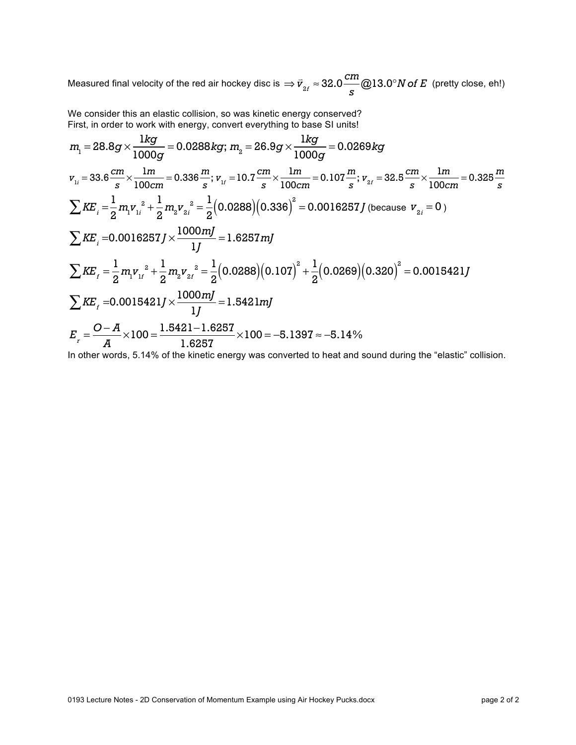Measured final velocity of the red air hockey disc is $\Rightarrow \vec{v}_{2f} \approx 32.0\frac{cm}{s}@13.0°N\ of\ E$ (pretty close, eh!)

We consider this an elastic collision, so was kinetic energy conserved?
First, in order to work with energy, convert everything to base SI units!

$$m_1 = 28.8g \times \frac{1kg}{1000g} = 0.0288kg;\ m_2 = 26.9g \times \frac{1kg}{1000g} = 0.0269kg$$

$$v_{1i} = 33.6\frac{cm}{s} \times \frac{1m}{100cm} = 0.336\frac{m}{s};\ v_{1f} = 10.7\frac{cm}{s} \times \frac{1m}{100cm} = 0.107\frac{m}{s};\ v_{2f} = 32.5\frac{cm}{s} \times \frac{1m}{100cm} = 0.325\frac{m}{s}$$

$$\sum KE_i = \frac{1}{2}m_1 v_{1i}^{\ 2} + \frac{1}{2}m_2 v_{2i}^{\ 2} = \frac{1}{2}(0.0288)(0.336)^2 = 0.0016257J$$ (because $v_{2i} = 0$)

$$\sum KE_i = 0.0016257J \times \frac{1000mJ}{1J} = 1.6257mJ$$

$$\sum KE_f = \frac{1}{2}m_1 v_{1f}^{\ 2} + \frac{1}{2}m_2 v_{2f}^{\ 2} = \frac{1}{2}(0.0288)(0.107)^2 + \frac{1}{2}(0.0269)(0.320)^2 = 0.0015421J$$

$$\sum KE_f = 0.0015421J \times \frac{1000mJ}{1J} = 1.5421mJ$$

$$E_r = \frac{O - A}{A} \times 100 = \frac{1.5421 - 1.6257}{1.6257} \times 100 = -5.1397 \approx -5.14\%$$

In other words, 5.14% of the kinetic energy was converted to heat and sound during the "elastic" collision.